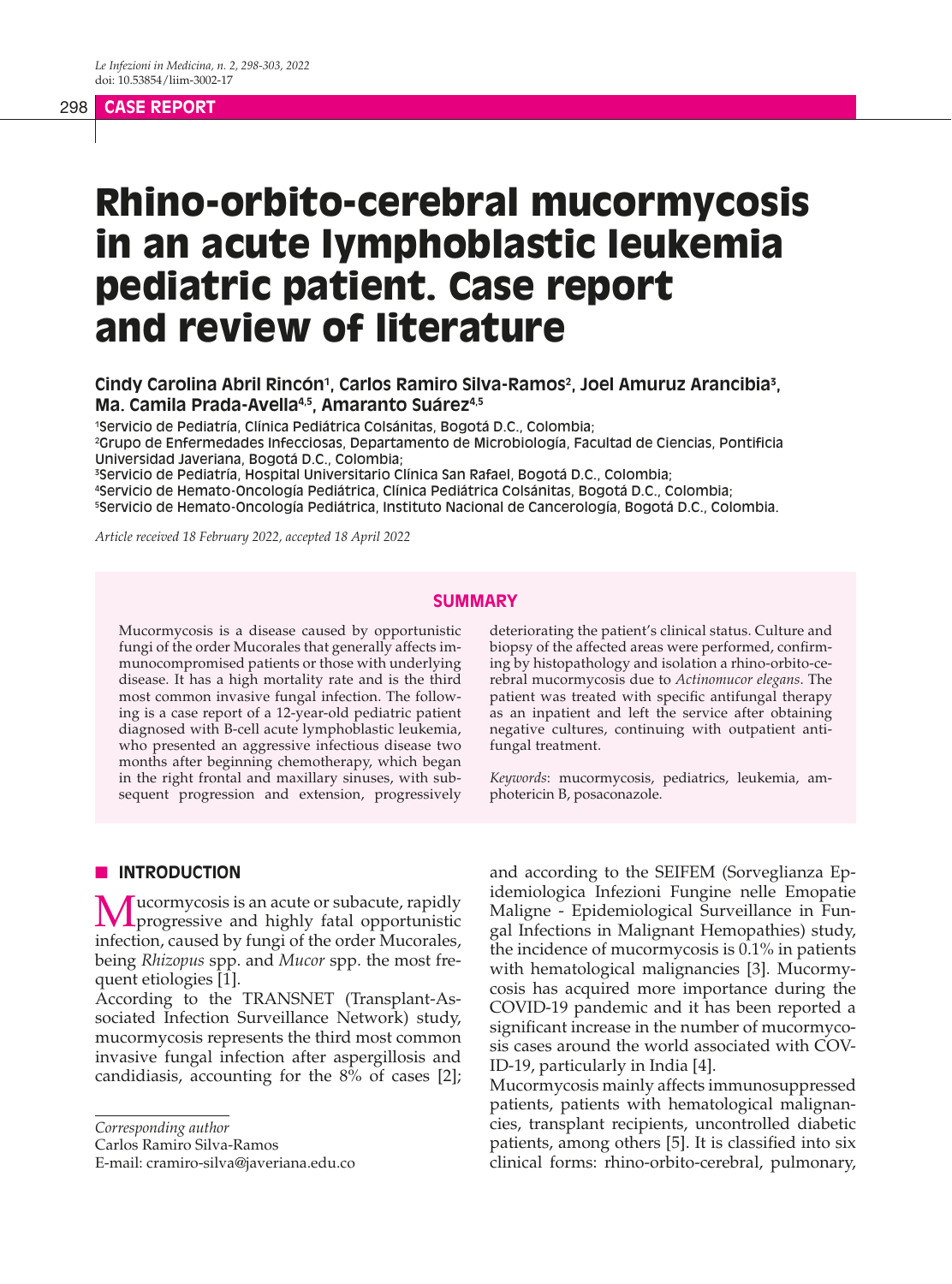# Rhino-orbito-cerebral mucormycosis in an acute lymphoblastic leukemia pediatric patient. Case report and review of literature

**Cindy Carolina Abril Rincón[1], Carlos Ramiro Silva-Ramos[2], Joel Amuruz Arancibia[3], Ma. Camila Prada-Avella[4,5], Amaranto Suárez[4,5]**

[1]Servicio de Pediatría, Clínica Pediátrica Colsánitas, Bogotá D.C., Colombia;
[2]Grupo de Enfermedades Infecciosas, Departamento de Microbiología, Facultad de Ciencias, Pontificia Universidad Javeriana, Bogotá D.C., Colombia;
[3]Servicio de Pediatría, Hospital Universitario Clínica San Rafael, Bogotá D.C., Colombia;
[4]Servicio de Hemato-Oncología Pediátrica, Clínica Pediátrica Colsánitas, Bogotá D.C., Colombia;
[5]Servicio de Hemato-Oncología Pediátrica, Instituto Nacional de Cancerología, Bogotá D.C., Colombia.

*Article received 18 February 2022, accepted 18 April 2022*

## SUMMARY

Mucormycosis is a disease caused by opportunistic fungi of the order Mucorales that generally affects immunocompromised patients or those with underlying disease. It has a high mortality rate and is the third most common invasive fungal infection. The following is a case report of a 12-year-old pediatric patient diagnosed with B-cell acute lymphoblastic leukemia, who presented an aggressive infectious disease two months after beginning chemotherapy, which began in the right frontal and maxillary sinuses, with subsequent progression and extension, progressively deteriorating the patient's clinical status. Culture and biopsy of the affected areas were performed, confirming by histopathology and isolation a rhino-orbito-cerebral mucormycosis due to *Actinomucor elegans*. The patient was treated with specific antifungal therapy as an inpatient and left the service after obtaining negative cultures, continuing with outpatient antifungal treatment.

*Keywords*: mucormycosis, pediatrics, leukemia, amphotericin B, posaconazole.

## INTRODUCTION

Mucormycosis is an acute or subacute, rapidly progressive and highly fatal opportunistic infection, caused by fungi of the order Mucorales, being *Rhizopus* spp. and *Mucor* spp. the most frequent etiologies [1].

According to the TRANSNET (Transplant-Associated Infection Surveillance Network) study, mucormycosis represents the third most common invasive fungal infection after aspergillosis and candidiasis, accounting for the 8% of cases [2]; and according to the SEIFEM (Sorveglianza Epidemiologica Infezioni Fungine nelle Emopatie Maligne - Epidemiological Surveillance in Fungal Infections in Malignant Hemopathies) study, the incidence of mucormycosis is 0.1% in patients with hematological malignancies [3]. Mucormycosis has acquired more importance during the COVID-19 pandemic and it has been reported a significant increase in the number of mucormycosis cases around the world associated with COVID-19, particularly in India [4].

Mucormycosis mainly affects immunosuppressed patients, patients with hematological malignancies, transplant recipients, uncontrolled diabetic patients, among others [5]. It is classified into six clinical forms: rhino-orbito-cerebral, pulmonary,

*Corresponding author*
Carlos Ramiro Silva-Ramos
E-mail: cramiro-silva@javeriana.edu.co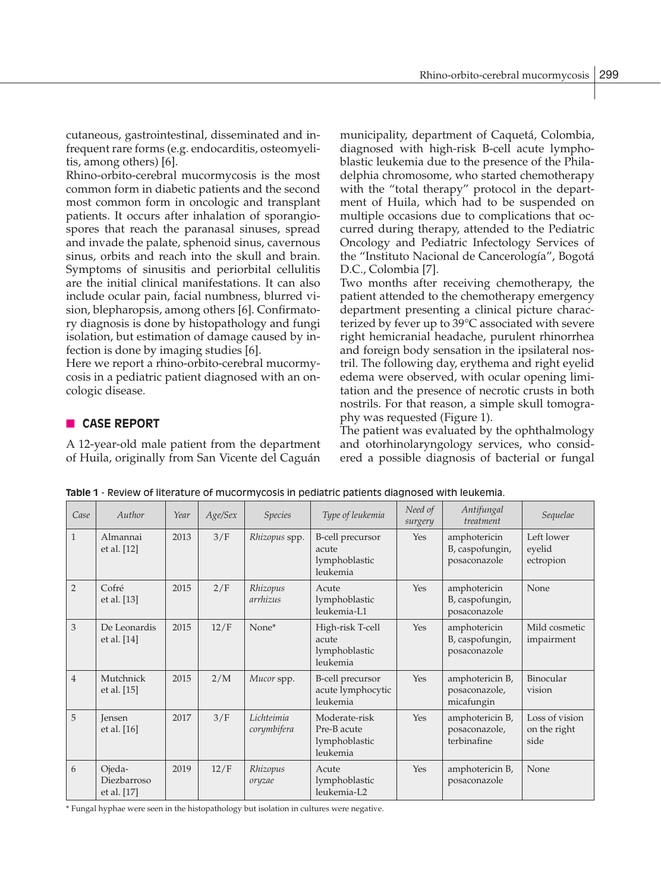cutaneous, gastrointestinal, disseminated and infrequent rare forms (e.g. endocarditis, osteomyelitis, among others) [6].

Rhino-orbito-cerebral mucormycosis is the most common form in diabetic patients and the second most common form in oncologic and transplant patients. It occurs after inhalation of sporangiospores that reach the paranasal sinuses, spread and invade the palate, sphenoid sinus, cavernous sinus, orbits and reach into the skull and brain. Symptoms of sinusitis and periorbital cellulitis are the initial clinical manifestations. It can also include ocular pain, facial numbness, blurred vision, blepharopsis, among others [6]. Confirmatory diagnosis is done by histopathology and fungi isolation, but estimation of damage caused by infection is done by imaging studies [6].

Here we report a rhino-orbito-cerebral mucormycosis in a pediatric patient diagnosed with an oncologic disease.

## CASE REPORT

A 12-year-old male patient from the department of Huila, originally from San Vicente del Caguán municipality, department of Caquetá, Colombia, diagnosed with high-risk B-cell acute lymphoblastic leukemia due to the presence of the Philadelphia chromosome, who started chemotherapy with the "total therapy" protocol in the department of Huila, which had to be suspended on multiple occasions due to complications that occurred during therapy, attended to the Pediatric Oncology and Pediatric Infectology Services of the "Instituto Nacional de Cancerología", Bogotá D.C., Colombia [7].

Two months after receiving chemotherapy, the patient attended to the chemotherapy emergency department presenting a clinical picture characterized by fever up to 39°C associated with severe right hemicranial headache, purulent rhinorrhea and foreign body sensation in the ipsilateral nostril. The following day, erythema and right eyelid edema were observed, with ocular opening limitation and the presence of necrotic crusts in both nostrils. For that reason, a simple skull tomography was requested (Figure 1).

The patient was evaluated by the ophthalmology and otorhinolaryngology services, who considered a possible diagnosis of bacterial or fungal

**Table 1** - Review of literature of mucormycosis in pediatric patients diagnosed with leukemia.

| *Case* | *Author* | *Year* | *Age/Sex* | *Species* | *Type of leukemia* | *Need of surgery* | *Antifungal treatment* | *Sequelae* |
|---|---|---|---|---|---|---|---|---|
| 1 | Almannai et al. [12] | 2013 | 3/F | *Rhizopus* spp. | B-cell precursor acute lymphoblastic leukemia | Yes | amphotericin B, caspofungin, posaconazole | Left lower eyelid ectropion |
| 2 | Cofré et al. [13] | 2015 | 2/F | *Rhizopus arrhizus* | Acute lymphoblastic leukemia-L1 | Yes | amphotericin B, caspofungin, posaconazole | None |
| 3 | De Leonardis et al. [14] | 2015 | 12/F | None* | High-risk T-cell acute lymphoblastic leukemia | Yes | amphotericin B, caspofungin, posaconazole | Mild cosmetic impairment |
| 4 | Mutchnick et al. [15] | 2015 | 2/M | *Mucor* spp. | B-cell precursor acute lymphocytic leukemia | Yes | amphotericin B, posaconazole, micafungin | Binocular vision |
| 5 | Jensen et al. [16] | 2017 | 3/F | *Lichteimia corymbifera* | Moderate-risk Pre-B acute lymphoblastic leukemia | Yes | amphotericin B, posaconazole, terbinafine | Loss of vision on the right side |
| 6 | Ojeda-Diezbarroso et al. [17] | 2019 | 12/F | *Rhizopus oryzae* | Acute lymphoblastic leukemia-L2 | Yes | amphotericin B, posaconazole | None |

\* Fungal hyphae were seen in the histopathology but isolation in cultures were negative.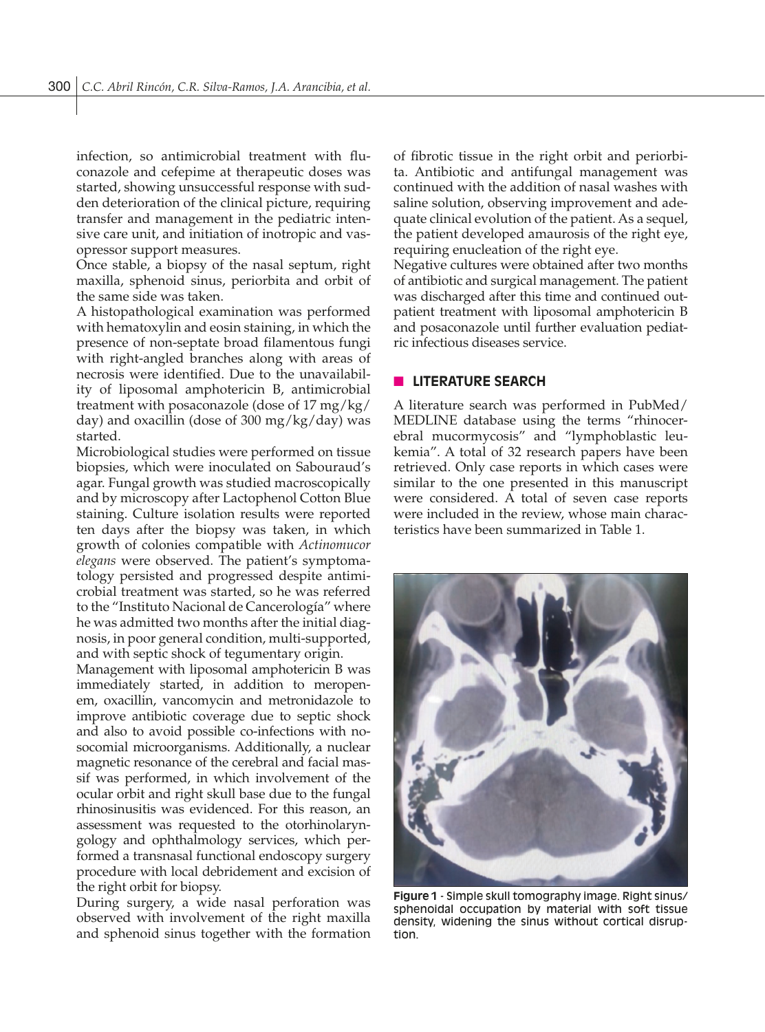infection, so antimicrobial treatment with fluconazole and cefepime at therapeutic doses was started, showing unsuccessful response with sudden deterioration of the clinical picture, requiring transfer and management in the pediatric intensive care unit, and initiation of inotropic and vasopressor support measures.

Once stable, a biopsy of the nasal septum, right maxilla, sphenoid sinus, periorbita and orbit of the same side was taken.

A histopathological examination was performed with hematoxylin and eosin staining, in which the presence of non-septate broad filamentous fungi with right-angled branches along with areas of necrosis were identified. Due to the unavailability of liposomal amphotericin B, antimicrobial treatment with posaconazole (dose of 17 mg/kg/day) and oxacillin (dose of 300 mg/kg/day) was started.

Microbiological studies were performed on tissue biopsies, which were inoculated on Sabouraud's agar. Fungal growth was studied macroscopically and by microscopy after Lactophenol Cotton Blue staining. Culture isolation results were reported ten days after the biopsy was taken, in which growth of colonies compatible with *Actinomucor elegans* were observed. The patient's symptomatology persisted and progressed despite antimicrobial treatment was started, so he was referred to the "Instituto Nacional de Cancerología" where he was admitted two months after the initial diagnosis, in poor general condition, multi-supported, and with septic shock of tegumentary origin.

Management with liposomal amphotericin B was immediately started, in addition to meropenem, oxacillin, vancomycin and metronidazole to improve antibiotic coverage due to septic shock and also to avoid possible co-infections with nosocomial microorganisms. Additionally, a nuclear magnetic resonance of the cerebral and facial massif was performed, in which involvement of the ocular orbit and right skull base due to the fungal rhinosinusitis was evidenced. For this reason, an assessment was requested to the otorhinolaryngology and ophthalmology services, which performed a transnasal functional endoscopy surgery procedure with local debridement and excision of the right orbit for biopsy.

During surgery, a wide nasal perforation was observed with involvement of the right maxilla and sphenoid sinus together with the formation of fibrotic tissue in the right orbit and periorbita. Antibiotic and antifungal management was continued with the addition of nasal washes with saline solution, observing improvement and adequate clinical evolution of the patient. As a sequel, the patient developed amaurosis of the right eye, requiring enucleation of the right eye.

Negative cultures were obtained after two months of antibiotic and surgical management. The patient was discharged after this time and continued outpatient treatment with liposomal amphotericin B and posaconazole until further evaluation pediatric infectious diseases service.

## LITERATURE SEARCH

A literature search was performed in PubMed/MEDLINE database using the terms "rhinocerebral mucormycosis" and "lymphoblastic leukemia". A total of 32 research papers have been retrieved. Only case reports in which cases were similar to the one presented in this manuscript were considered. A total of seven case reports were included in the review, whose main characteristics have been summarized in Table 1.

**Figure 1** - Simple skull tomography image. Right sinus/sphenoidal occupation by material with soft tissue density, widening the sinus without cortical disruption.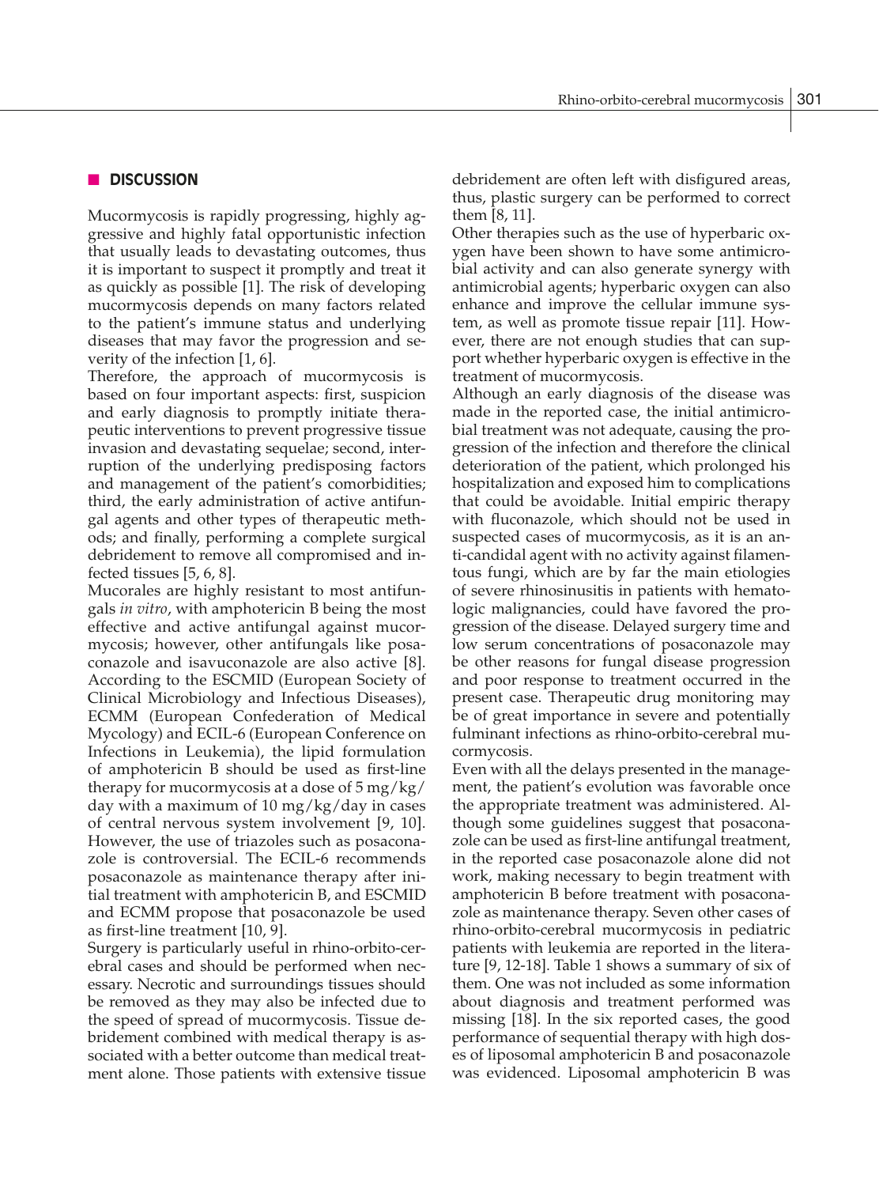## DISCUSSION

Mucormycosis is rapidly progressing, highly aggressive and highly fatal opportunistic infection that usually leads to devastating outcomes, thus it is important to suspect it promptly and treat it as quickly as possible [1]. The risk of developing mucormycosis depends on many factors related to the patient's immune status and underlying diseases that may favor the progression and severity of the infection [1, 6].

Therefore, the approach of mucormycosis is based on four important aspects: first, suspicion and early diagnosis to promptly initiate therapeutic interventions to prevent progressive tissue invasion and devastating sequelae; second, interruption of the underlying predisposing factors and management of the patient's comorbidities; third, the early administration of active antifungal agents and other types of therapeutic methods; and finally, performing a complete surgical debridement to remove all compromised and infected tissues [5, 6, 8].

Mucorales are highly resistant to most antifungals *in vitro*, with amphotericin B being the most effective and active antifungal against mucormycosis; however, other antifungals like posaconazole and isavuconazole are also active [8]. According to the ESCMID (European Society of Clinical Microbiology and Infectious Diseases), ECMM (European Confederation of Medical Mycology) and ECIL-6 (European Conference on Infections in Leukemia), the lipid formulation of amphotericin B should be used as first-line therapy for mucormycosis at a dose of 5 mg/kg/day with a maximum of 10 mg/kg/day in cases of central nervous system involvement [9, 10]. However, the use of triazoles such as posaconazole is controversial. The ECIL-6 recommends posaconazole as maintenance therapy after initial treatment with amphotericin B, and ESCMID and ECMM propose that posaconazole be used as first-line treatment [10, 9].

Surgery is particularly useful in rhino-orbito-cerebral cases and should be performed when necessary. Necrotic and surroundings tissues should be removed as they may also be infected due to the speed of spread of mucormycosis. Tissue debridement combined with medical therapy is associated with a better outcome than medical treatment alone. Those patients with extensive tissue debridement are often left with disfigured areas, thus, plastic surgery can be performed to correct them [8, 11].

Other therapies such as the use of hyperbaric oxygen have been shown to have some antimicrobial activity and can also generate synergy with antimicrobial agents; hyperbaric oxygen can also enhance and improve the cellular immune system, as well as promote tissue repair [11]. However, there are not enough studies that can support whether hyperbaric oxygen is effective in the treatment of mucormycosis.

Although an early diagnosis of the disease was made in the reported case, the initial antimicrobial treatment was not adequate, causing the progression of the infection and therefore the clinical deterioration of the patient, which prolonged his hospitalization and exposed him to complications that could be avoidable. Initial empiric therapy with fluconazole, which should not be used in suspected cases of mucormycosis, as it is an anti-candidal agent with no activity against filamentous fungi, which are by far the main etiologies of severe rhinosinusitis in patients with hematologic malignancies, could have favored the progression of the disease. Delayed surgery time and low serum concentrations of posaconazole may be other reasons for fungal disease progression and poor response to treatment occurred in the present case. Therapeutic drug monitoring may be of great importance in severe and potentially fulminant infections as rhino-orbito-cerebral mucormycosis.

Even with all the delays presented in the management, the patient's evolution was favorable once the appropriate treatment was administered. Although some guidelines suggest that posaconazole can be used as first-line antifungal treatment, in the reported case posaconazole alone did not work, making necessary to begin treatment with amphotericin B before treatment with posaconazole as maintenance therapy. Seven other cases of rhino-orbito-cerebral mucormycosis in pediatric patients with leukemia are reported in the literature [9, 12-18]. Table 1 shows a summary of six of them. One was not included as some information about diagnosis and treatment performed was missing [18]. In the six reported cases, the good performance of sequential therapy with high doses of liposomal amphotericin B and posaconazole was evidenced. Liposomal amphotericin B was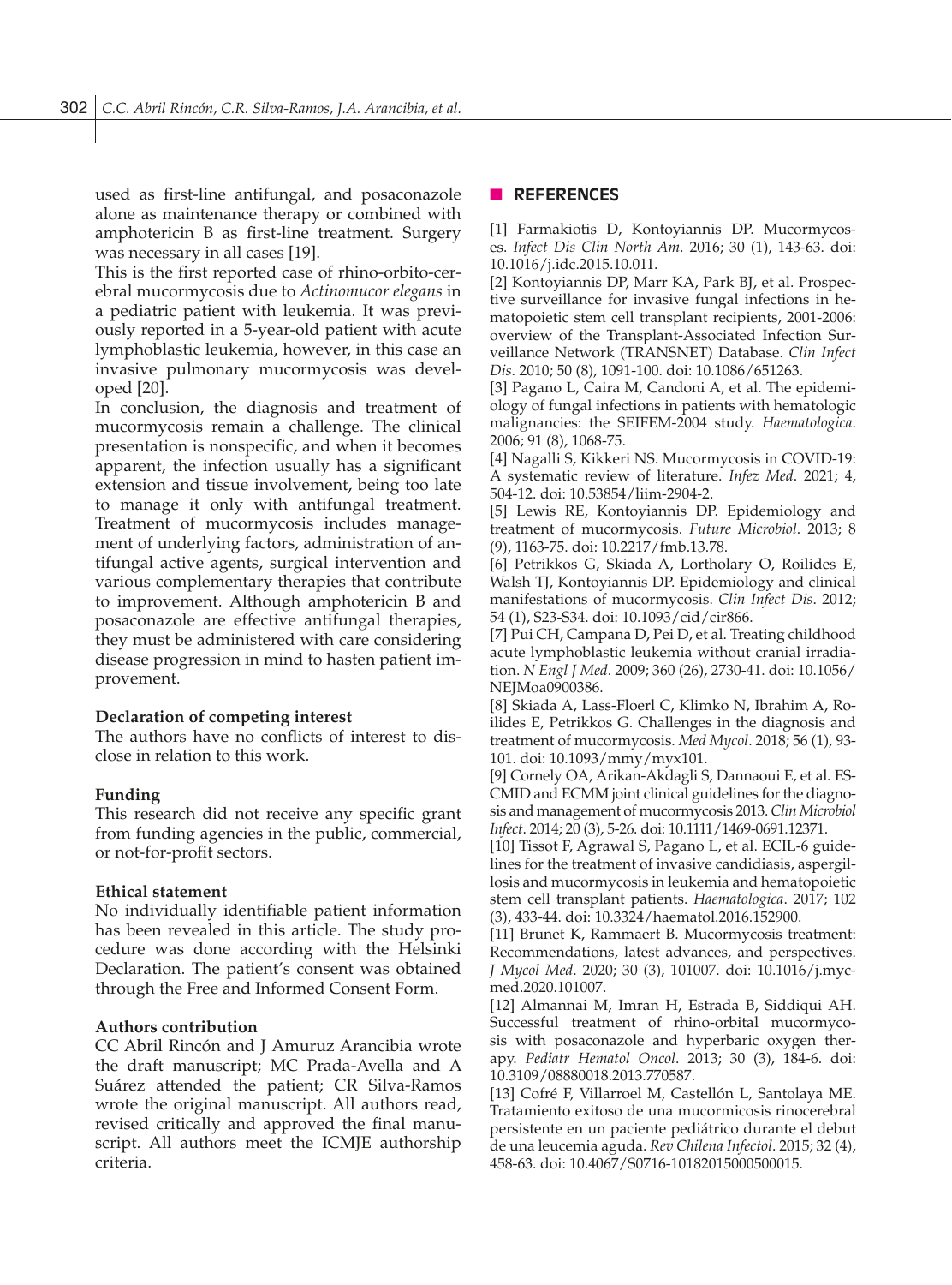used as first-line antifungal, and posaconazole alone as maintenance therapy or combined with amphotericin B as first-line treatment. Surgery was necessary in all cases [19].

This is the first reported case of rhino-orbito-cerebral mucormycosis due to *Actinomucor elegans* in a pediatric patient with leukemia. It was previously reported in a 5-year-old patient with acute lymphoblastic leukemia, however, in this case an invasive pulmonary mucormycosis was developed [20].

In conclusion, the diagnosis and treatment of mucormycosis remain a challenge. The clinical presentation is nonspecific, and when it becomes apparent, the infection usually has a significant extension and tissue involvement, being too late to manage it only with antifungal treatment. Treatment of mucormycosis includes management of underlying factors, administration of antifungal active agents, surgical intervention and various complementary therapies that contribute to improvement. Although amphotericin B and posaconazole are effective antifungal therapies, they must be administered with care considering disease progression in mind to hasten patient improvement.

**Declaration of competing interest**

The authors have no conflicts of interest to disclose in relation to this work.

**Funding**

This research did not receive any specific grant from funding agencies in the public, commercial, or not-for-profit sectors.

**Ethical statement**

No individually identifiable patient information has been revealed in this article. The study procedure was done according with the Helsinki Declaration. The patient's consent was obtained through the Free and Informed Consent Form.

**Authors contribution**

CC Abril Rincón and J Amuruz Arancibia wrote the draft manuscript; MC Prada-Avella and A Suárez attended the patient; CR Silva-Ramos wrote the original manuscript. All authors read, revised critically and approved the final manuscript. All authors meet the ICMJE authorship criteria.

## REFERENCES

[1] Farmakiotis D, Kontoyiannis DP. Mucormycoses. *Infect Dis Clin North Am*. 2016; 30 (1), 143-63. doi: 10.1016/j.idc.2015.10.011.

[2] Kontoyiannis DP, Marr KA, Park BJ, et al. Prospective surveillance for invasive fungal infections in hematopoietic stem cell transplant recipients, 2001-2006: overview of the Transplant-Associated Infection Surveillance Network (TRANSNET) Database. *Clin Infect Dis*. 2010; 50 (8), 1091-100. doi: 10.1086/651263.

[3] Pagano L, Caira M, Candoni A, et al. The epidemiology of fungal infections in patients with hematologic malignancies: the SEIFEM-2004 study. *Haematologica*. 2006; 91 (8), 1068-75.

[4] Nagalli S, Kikkeri NS. Mucormycosis in COVID-19: A systematic review of literature. *Infez Med*. 2021; 4, 504-12. doi: 10.53854/liim-2904-2.

[5] Lewis RE, Kontoyiannis DP. Epidemiology and treatment of mucormycosis. *Future Microbiol*. 2013; 8 (9), 1163-75. doi: 10.2217/fmb.13.78.

[6] Petrikkos G, Skiada A, Lortholary O, Roilides E, Walsh TJ, Kontoyiannis DP. Epidemiology and clinical manifestations of mucormycosis. *Clin Infect Dis*. 2012; 54 (1), S23-S34. doi: 10.1093/cid/cir866.

[7] Pui CH, Campana D, Pei D, et al. Treating childhood acute lymphoblastic leukemia without cranial irradiation. *N Engl J Med*. 2009; 360 (26), 2730-41. doi: 10.1056/NEJMoa0900386.

[8] Skiada A, Lass-Floerl C, Klimko N, Ibrahim A, Roilides E, Petrikkos G. Challenges in the diagnosis and treatment of mucormycosis. *Med Mycol*. 2018; 56 (1), 93-101. doi: 10.1093/mmy/myx101.

[9] Cornely OA, Arikan-Akdagli S, Dannaoui E, et al. ESCMID and ECMM joint clinical guidelines for the diagnosis and management of mucormycosis 2013. *Clin Microbiol Infect*. 2014; 20 (3), 5-26. doi: 10.1111/1469-0691.12371.

[10] Tissot F, Agrawal S, Pagano L, et al. ECIL-6 guidelines for the treatment of invasive candidiasis, aspergillosis and mucormycosis in leukemia and hematopoietic stem cell transplant patients. *Haematologica*. 2017; 102 (3), 433-44. doi: 10.3324/haematol.2016.152900.

[11] Brunet K, Rammaert B. Mucormycosis treatment: Recommendations, latest advances, and perspectives. *J Mycol Med*. 2020; 30 (3), 101007. doi: 10.1016/j.mycmed.2020.101007.

[12] Almannai M, Imran H, Estrada B, Siddiqui AH. Successful treatment of rhino-orbital mucormycosis with posaconazole and hyperbaric oxygen therapy. *Pediatr Hematol Oncol*. 2013; 30 (3), 184-6. doi: 10.3109/08880018.2013.770587.

[13] Cofré F, Villarroel M, Castellón L, Santolaya ME. Tratamiento exitoso de una mucormicosis rinocerebral persistente en un paciente pediátrico durante el debut de una leucemia aguda. *Rev Chilena Infectol*. 2015; 32 (4), 458-63. doi: 10.4067/S0716-10182015000500015.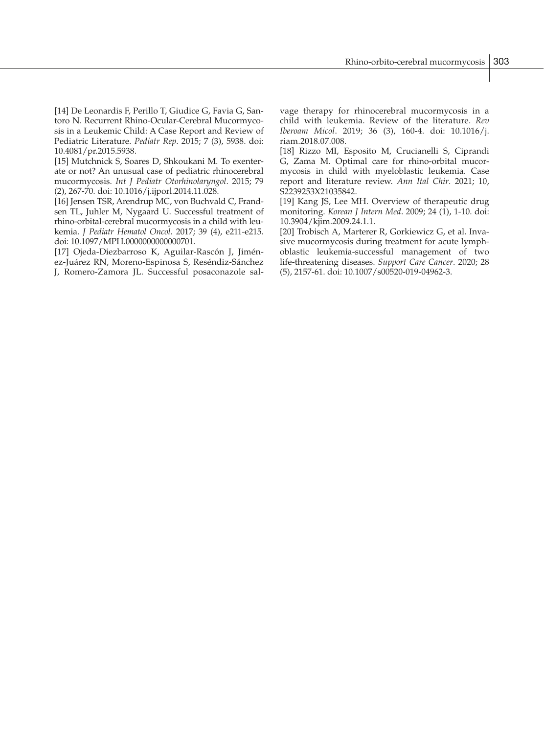[14] De Leonardis F, Perillo T, Giudice G, Favia G, Santoro N. Recurrent Rhino-Ocular-Cerebral Mucormycosis in a Leukemic Child: A Case Report and Review of Pediatric Literature. *Pediatr Rep*. 2015; 7 (3), 5938. doi: 10.4081/pr.2015.5938.

[15] Mutchnick S, Soares D, Shkoukani M. To exenterate or not? An unusual case of pediatric rhinocerebral mucormycosis. *Int J Pediatr Otorhinolaryngol*. 2015; 79 (2), 267-70. doi: 10.1016/j.ijporl.2014.11.028.

[16] Jensen TSR, Arendrup MC, von Buchvald C, Frandsen TL, Juhler M, Nygaard U. Successful treatment of rhino-orbital-cerebral mucormycosis in a child with leukemia. *J Pediatr Hematol Oncol*. 2017; 39 (4), e211-e215. doi: 10.1097/MPH.0000000000000701.

[17] Ojeda-Diezbarroso K, Aguilar-Rascón J, Jiménez-Juárez RN, Moreno-Espinosa S, Reséndiz-Sánchez J, Romero-Zamora JL. Successful posaconazole salvage therapy for rhinocerebral mucormycosis in a child with leukemia. Review of the literature. *Rev Iberoam Micol*. 2019; 36 (3), 160-4. doi: 10.1016/j.riam.2018.07.008.

[18] Rizzo MI, Esposito M, Crucianelli S, Ciprandi G, Zama M. Optimal care for rhino-orbital mucormycosis in child with myeloblastic leukemia. Case report and literature review. *Ann Ital Chir*. 2021; 10, S2239253X21035842.

[19] Kang JS, Lee MH. Overview of therapeutic drug monitoring. *Korean J Intern Med*. 2009; 24 (1), 1-10. doi: 10.3904/kjim.2009.24.1.1.

[20] Trobisch A, Marterer R, Gorkiewicz G, et al. Invasive mucormycosis during treatment for acute lymphoblastic leukemia-successful management of two life-threatening diseases. *Support Care Cancer*. 2020; 28 (5), 2157-61. doi: 10.1007/s00520-019-04962-3.